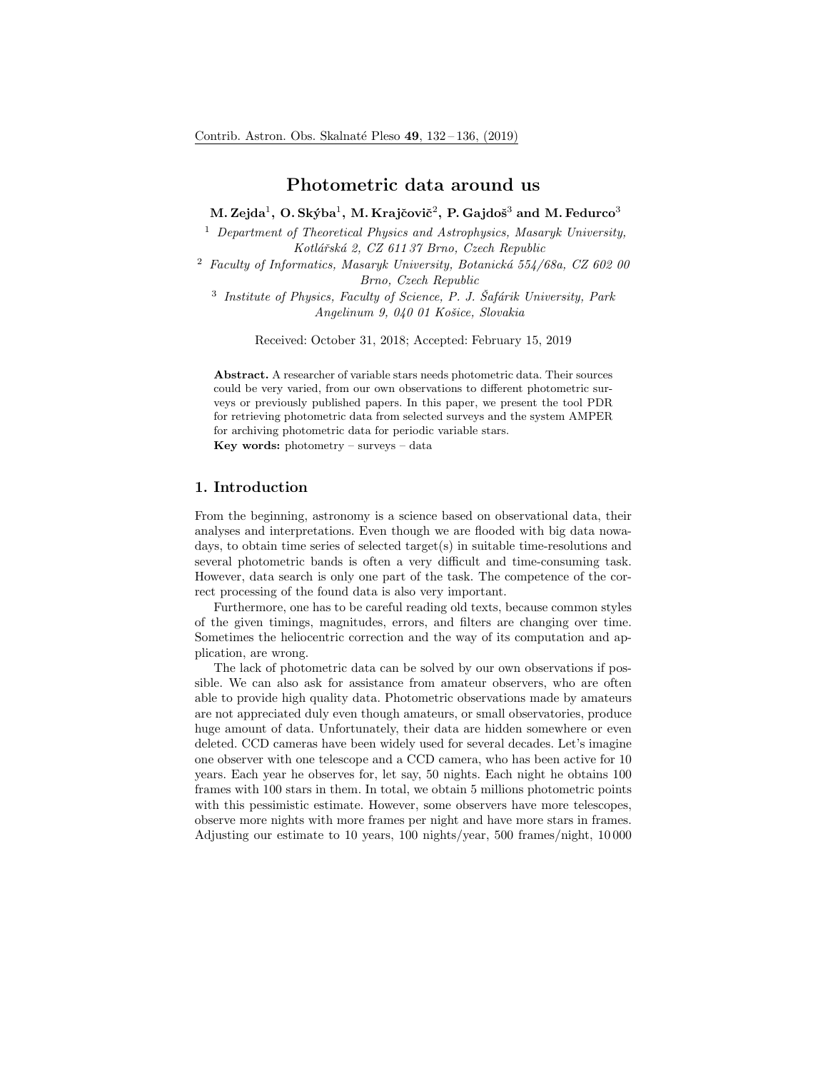# Photometric data around us

**M. Zejda[1], O. Skýba[1], M. Krajčovič[2], P. Gajdoš[3] and M. Fedurco[3]**

[1] *Department of Theoretical Physics and Astrophysics, Masaryk University, Kotlářská 2, CZ 611 37 Brno, Czech Republic*

[2] *Faculty of Informatics, Masaryk University, Botanická 554/68a, CZ 602 00 Brno, Czech Republic*

[3] *Institute of Physics, Faculty of Science, P. J. Šafárik University, Park Angelinum 9, 040 01 Košice, Slovakia*

Received: October 31, 2018; Accepted: February 15, 2019

**Abstract.** A researcher of variable stars needs photometric data. Their sources could be very varied, from our own observations to different photometric surveys or previously published papers. In this paper, we present the tool PDR for retrieving photometric data from selected surveys and the system AMPER for archiving photometric data for periodic variable stars.

**Key words:** photometry – surveys – data

## 1. Introduction

From the beginning, astronomy is a science based on observational data, their analyses and interpretations. Even though we are flooded with big data nowadays, to obtain time series of selected target(s) in suitable time-resolutions and several photometric bands is often a very difficult and time-consuming task. However, data search is only one part of the task. The competence of the correct processing of the found data is also very important.

Furthermore, one has to be careful reading old texts, because common styles of the given timings, magnitudes, errors, and filters are changing over time. Sometimes the heliocentric correction and the way of its computation and application, are wrong.

The lack of photometric data can be solved by our own observations if possible. We can also ask for assistance from amateur observers, who are often able to provide high quality data. Photometric observations made by amateurs are not appreciated duly even though amateurs, or small observatories, produce huge amount of data. Unfortunately, their data are hidden somewhere or even deleted. CCD cameras have been widely used for several decades. Let's imagine one observer with one telescope and a CCD camera, who has been active for 10 years. Each year he observes for, let say, 50 nights. Each night he obtains 100 frames with 100 stars in them. In total, we obtain 5 millions photometric points with this pessimistic estimate. However, some observers have more telescopes, observe more nights with more frames per night and have more stars in frames. Adjusting our estimate to 10 years, 100 nights/year, 500 frames/night, 10 000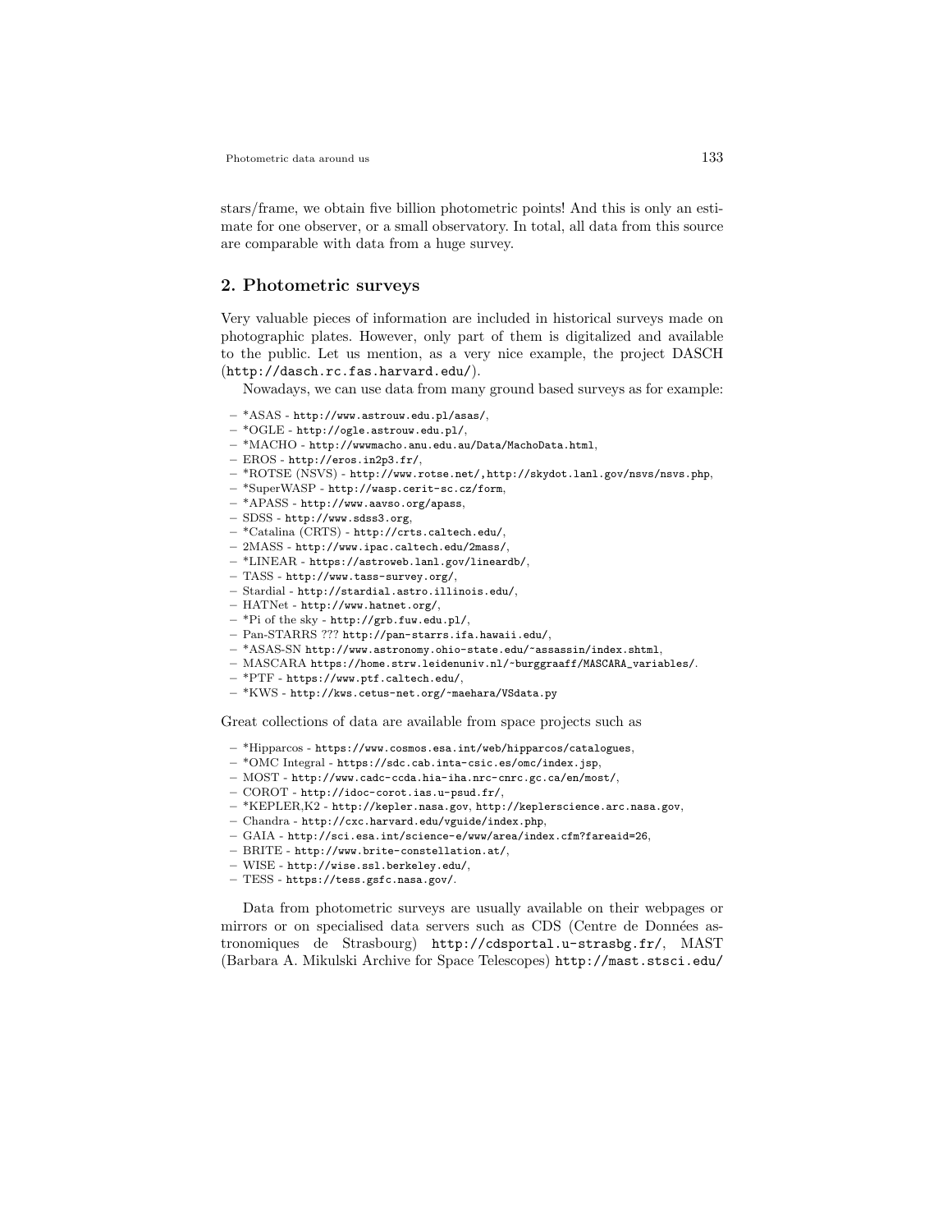stars/frame, we obtain five billion photometric points! And this is only an estimate for one observer, or a small observatory. In total, all data from this source are comparable with data from a huge survey.

## 2. Photometric surveys

Very valuable pieces of information are included in historical surveys made on photographic plates. However, only part of them is digitalized and available to the public. Let us mention, as a very nice example, the project DASCH (http://dasch.rc.fas.harvard.edu/).

Nowadays, we can use data from many ground based surveys as for example:

- *ASAS - http://www.astrouw.edu.pl/asas/,
- *OGLE - http://ogle.astrouw.edu.pl/,
- *MACHO - http://wwwmacho.anu.edu.au/Data/MachoData.html,
- EROS - http://eros.in2p3.fr/,
- *ROTSE (NSVS) - http://www.rotse.net/,http://skydot.lanl.gov/nsvs/nsvs.php,
- *SuperWASP - http://wasp.cerit-sc.cz/form,
- *APASS - http://www.aavso.org/apass,
- SDSS - http://www.sdss3.org,
- *Catalina (CRTS) - http://crts.caltech.edu/,
- 2MASS - http://www.ipac.caltech.edu/2mass/,
- *LINEAR - https://astroweb.lanl.gov/lineardb/,
- TASS - http://www.tass-survey.org/,
- Stardial - http://stardial.astro.illinois.edu/,
- HATNet - http://www.hatnet.org/,
- *Pi of the sky - http://grb.fuw.edu.pl/,
- Pan-STARRS ??? http://pan-starrs.ifa.hawaii.edu/,
- *ASAS-SN http://www.astronomy.ohio-state.edu/~assassin/index.shtml,
- MASCARA https://home.strw.leidenuniv.nl/~burggraaff/MASCARA_variables/.
- *PTF - https://www.ptf.caltech.edu/,
- *KWS - http://kws.cetus-net.org/~maehara/VSdata.py

Great collections of data are available from space projects such as

- *Hipparcos - https://www.cosmos.esa.int/web/hipparcos/catalogues,
- *OMC Integral - https://sdc.cab.inta-csic.es/omc/index.jsp,
- MOST - http://www.cadc-ccda.hia-iha.nrc-cnrc.gc.ca/en/most/,
- COROT - http://idoc-corot.ias.u-psud.fr/,
- *KEPLER,K2 - http://kepler.nasa.gov, http://keplerscience.arc.nasa.gov,
- Chandra - http://cxc.harvard.edu/vguide/index.php,
- GAIA - http://sci.esa.int/science-e/www/area/index.cfm?fareaid=26,
- BRITE - http://www.brite-constellation.at/,
- WISE - http://wise.ssl.berkeley.edu/,
- TESS - https://tess.gsfc.nasa.gov/.

Data from photometric surveys are usually available on their webpages or mirrors or on specialised data servers such as CDS (Centre de Données astronomiques de Strasbourg) http://cdsportal.u-strasbg.fr/, MAST (Barbara A. Mikulski Archive for Space Telescopes) http://mast.stsci.edu/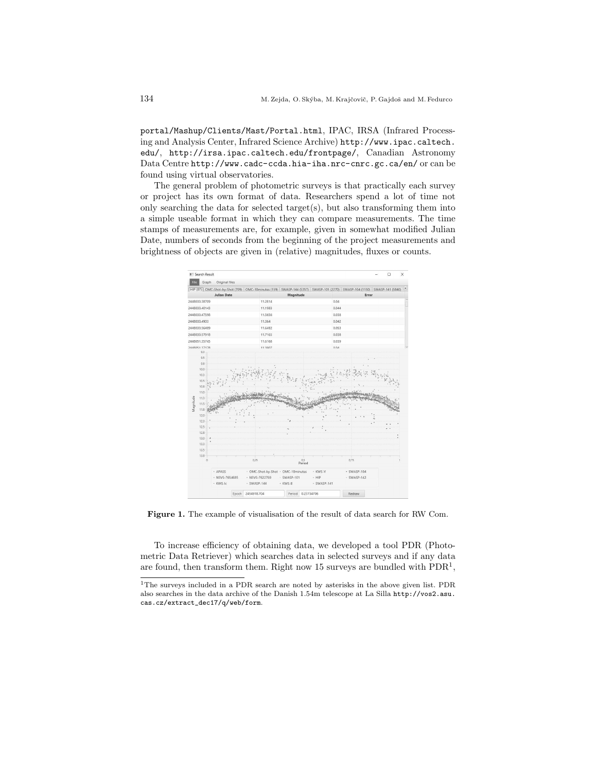portal/Mashup/Clients/Mast/Portal.html, IPAC, IRSA (Infrared Processing and Analysis Center, Infrared Science Archive) http://www.ipac.caltech.edu/, http://irsa.ipac.caltech.edu/frontpage/, Canadian Astronomy Data Centre http://www.cadc-ccda.hia-iha.nrc-cnrc.gc.ca/en/ or can be found using virtual observatories.

The general problem of photometric surveys is that practically each survey or project has its own format of data. Researchers spend a lot of time not only searching the data for selected target(s), but also transforming them into a simple useable format in which they can compare measurements. The time stamps of measurements are, for example, given in somewhat modified Julian Date, numbers of seconds from the beginning of the project measurements and brightness of objects are given in (relative) magnitudes, fluxes or counts.

**Figure 1.** The example of visualisation of the result of data search for RW Com.

To increase efficiency of obtaining data, we developed a tool PDR (Photometric Data Retriever) which searches data in selected surveys and if any data are found, then transform them. Right now 15 surveys are bundled with PDR[1],

[1] The surveys included in a PDR search are noted by asterisks in the above given list. PDR also searches in the data archive of the Danish 1.54m telescope at La Silla http://vos2.asu.cas.cz/extract_dec17/q/web/form.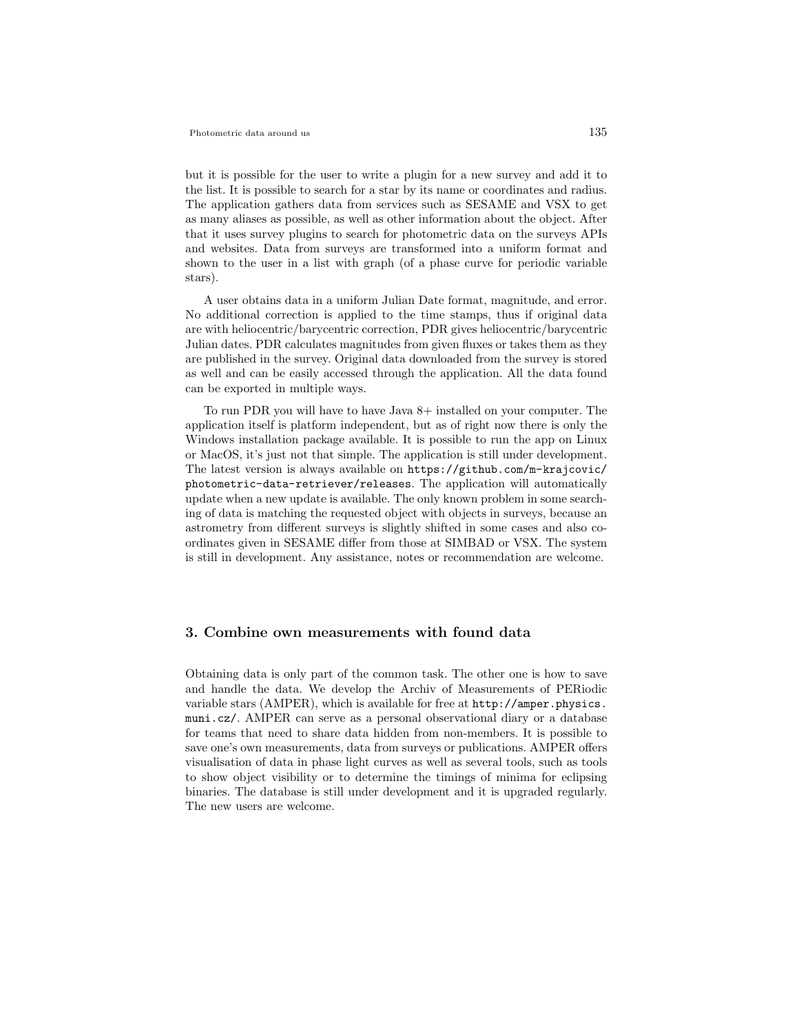but it is possible for the user to write a plugin for a new survey and add it to the list. It is possible to search for a star by its name or coordinates and radius. The application gathers data from services such as SESAME and VSX to get as many aliases as possible, as well as other information about the object. After that it uses survey plugins to search for photometric data on the surveys APIs and websites. Data from surveys are transformed into a uniform format and shown to the user in a list with graph (of a phase curve for periodic variable stars).

A user obtains data in a uniform Julian Date format, magnitude, and error. No additional correction is applied to the time stamps, thus if original data are with heliocentric/barycentric correction, PDR gives heliocentric/barycentric Julian dates. PDR calculates magnitudes from given fluxes or takes them as they are published in the survey. Original data downloaded from the survey is stored as well and can be easily accessed through the application. All the data found can be exported in multiple ways.

To run PDR you will have to have Java 8+ installed on your computer. The application itself is platform independent, but as of right now there is only the Windows installation package available. It is possible to run the app on Linux or MacOS, it's just not that simple. The application is still under development. The latest version is always available on `https://github.com/m-krajcovic/photometric-data-retriever/releases`. The application will automatically update when a new update is available. The only known problem in some searching of data is matching the requested object with objects in surveys, because an astrometry from different surveys is slightly shifted in some cases and also coordinates given in SESAME differ from those at SIMBAD or VSX. The system is still in development. Any assistance, notes or recommendation are welcome.

## 3. Combine own measurements with found data

Obtaining data is only part of the common task. The other one is how to save and handle the data. We develop the Archiv of Measurements of PERiodic variable stars (AMPER), which is available for free at `http://amper.physics.muni.cz/`. AMPER can serve as a personal observational diary or a database for teams that need to share data hidden from non-members. It is possible to save one's own measurements, data from surveys or publications. AMPER offers visualisation of data in phase light curves as well as several tools, such as tools to show object visibility or to determine the timings of minima for eclipsing binaries. The database is still under development and it is upgraded regularly. The new users are welcome.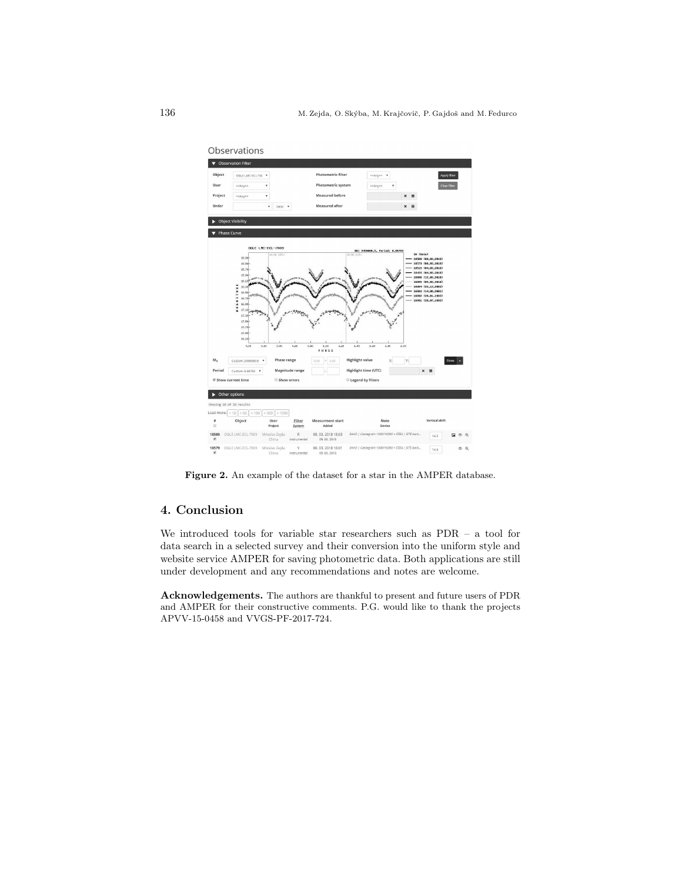Figure 2. An example of the dataset for a star in the AMPER database.

## 4. Conclusion

We introduced tools for variable star researchers such as PDR – a tool for data search in a selected survey and their conversion into the uniform style and website service AMPER for saving photometric data. Both applications are still under development and any recommendations and notes are welcome.

**Acknowledgements.** The authors are thankful to present and future users of PDR and AMPER for their constructive comments. P.G. would like to thank the projects APVV-15-0458 and VVGS-PF-2017-724.